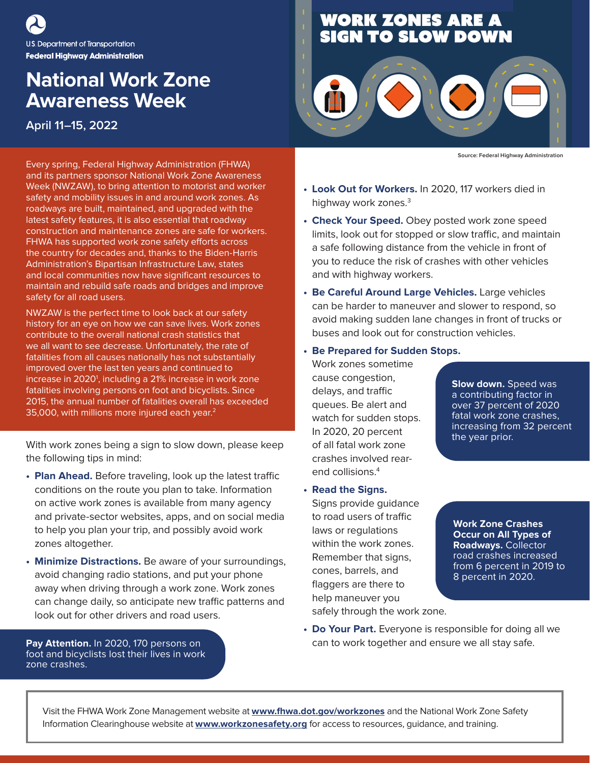U.S. Department of Transportation
**Federal Highway Administration**

# National Work Zone Awareness Week

**April 11–15, 2022**

## WORK ZONES ARE A SIGN TO SLOW DOWN

Source: Federal Highway Administration

Every spring, Federal Highway Administration (FHWA) and its partners sponsor National Work Zone Awareness Week (NWZAW), to bring attention to motorist and worker safety and mobility issues in and around work zones. As roadways are built, maintained, and upgraded with the latest safety features, it is also essential that roadway construction and maintenance zones are safe for workers. FHWA has supported work zone safety efforts across the country for decades and, thanks to the Biden-Harris Administration's Bipartisan Infrastructure Law, states and local communities now have significant resources to maintain and rebuild safe roads and bridges and improve safety for all road users.

NWZAW is the perfect time to look back at our safety history for an eye on how we can save lives. Work zones contribute to the overall national crash statistics that we all want to see decrease. Unfortunately, the rate of fatalities from all causes nationally has not substantially improved over the last ten years and continued to increase in 2020[1], including a 21% increase in work zone fatalities involving persons on foot and bicyclists. Since 2015, the annual number of fatalities overall has exceeded 35,000, with millions more injured each year.[2]

With work zones being a sign to slow down, please keep the following tips in mind:

- **Plan Ahead.** Before traveling, look up the latest traffic conditions on the route you plan to take. Information on active work zones is available from many agency and private-sector websites, apps, and on social media to help you plan your trip, and possibly avoid work zones altogether.
- **Minimize Distractions.** Be aware of your surroundings, avoid changing radio stations, and put your phone away when driving through a work zone. Work zones can change daily, so anticipate new traffic patterns and look out for other drivers and road users.

**Pay Attention.** In 2020, 170 persons on foot and bicyclists lost their lives in work zone crashes.

- **Look Out for Workers.** In 2020, 117 workers died in highway work zones.[3]
- **Check Your Speed.** Obey posted work zone speed limits, look out for stopped or slow traffic, and maintain a safe following distance from the vehicle in front of you to reduce the risk of crashes with other vehicles and with highway workers.
- **Be Careful Around Large Vehicles.** Large vehicles can be harder to maneuver and slower to respond, so avoid making sudden lane changes in front of trucks or buses and look out for construction vehicles.
- **Be Prepared for Sudden Stops.** Work zones sometime cause congestion, delays, and traffic queues. Be alert and watch for sudden stops. In 2020, 20 percent of all fatal work zone crashes involved rear-end collisions.[4]
- **Read the Signs.** Signs provide guidance to road users of traffic laws or regulations within the work zones. Remember that signs, cones, barrels, and flaggers are there to help maneuver you safely through the work zone.
- **Do Your Part.** Everyone is responsible for doing all we can to work together and ensure we all stay safe.

**Slow down.** Speed was a contributing factor in over 37 percent of 2020 fatal work zone crashes, increasing from 32 percent the year prior.

**Work Zone Crashes Occur on All Types of Roadways.** Collector road crashes increased from 6 percent in 2019 to 8 percent in 2020.

Visit the FHWA Work Zone Management website at **www.fhwa.dot.gov/workzones** and the National Work Zone Safety Information Clearinghouse website at **www.workzonesafety.org** for access to resources, guidance, and training.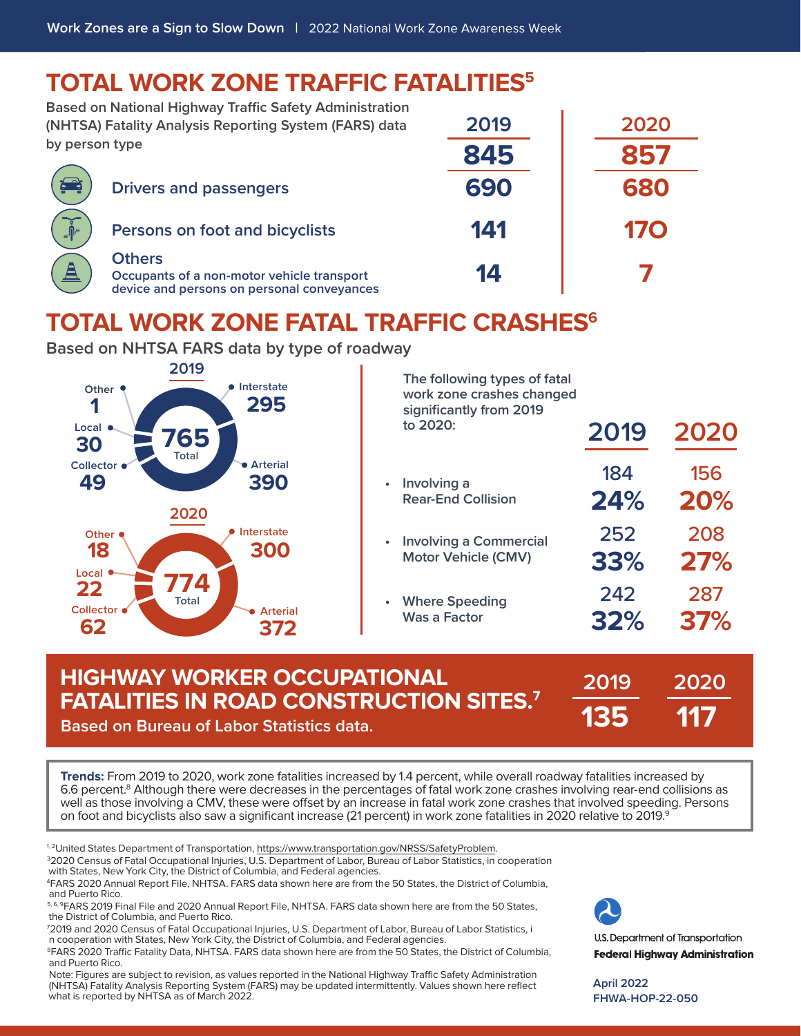# TOTAL WORK ZONE TRAFFIC FATALITIES[5]

Based on National Highway Traffic Safety Administration (NHTSA) Fatality Analysis Reporting System (FARS) data by person type

| | 2019 | 2020 |
|---|---|---|
| **Total** | **845** | **857** |
| Drivers and passengers | 690 | 680 |
| Persons on foot and bicyclists | 141 | 170 |
| Others<br>Occupants of a non-motor vehicle transport device and persons on personal conveyances | 14 | 7 |

# TOTAL WORK ZONE FATAL TRAFFIC CRASHES[6]

Based on NHTSA FARS data by type of roadway

2019

765 Total

Interstate 295

Arterial 390

Collector 49

Local 30

Other 1

2020

774 Total

Interstate 300

Arterial 372

Collector 62

Local 22

Other 18

The following types of fatal work zone crashes changed significantly from 2019 to 2020:

| | 2019 | 2020 |
|---|---|---|
| Involving a Rear-End Collision | 184<br>**24%** | 156<br>**20%** |
| Involving a Commercial Motor Vehicle (CMV) | 252<br>**33%** | 208<br>**27%** |
| Where Speeding Was a Factor | 242<br>**32%** | 287<br>**37%** |

## HIGHWAY WORKER OCCUPATIONAL FATALITIES IN ROAD CONSTRUCTION SITES.[7]

Based on Bureau of Labor Statistics data.

| 2019 | 2020 |
|---|---|
| 135 | 117 |

**Trends:** From 2019 to 2020, work zone fatalities increased by 1.4 percent, while overall roadway fatalities increased by 6.6 percent.[8] Although there were decreases in the percentages of fatal work zone crashes involving rear-end collisions as well as those involving a CMV, these were offset by an increase in fatal work zone crashes that involved speeding. Persons on foot and bicyclists also saw a significant increase (21 percent) in work zone fatalities in 2020 relative to 2019.[9]

[1, 2]United States Department of Transportation, https://www.transportation.gov/NRSS/SafetyProblem.

[3]2020 Census of Fatal Occupational Injuries, U.S. Department of Labor, Bureau of Labor Statistics, in cooperation with States, New York City, the District of Columbia, and Federal agencies.

[4]FARS 2020 Annual Report File, NHTSA. FARS data shown here are from the 50 States, the District of Columbia, and Puerto Rico.

[5, 6, 9]FARS 2019 Final File and 2020 Annual Report File, NHTSA. FARS data shown here are from the 50 States, the District of Columbia, and Puerto Rico.

[7]2019 and 2020 Census of Fatal Occupational Injuries, U.S. Department of Labor, Bureau of Labor Statistics, in cooperation with States, New York City, the District of Columbia, and Federal agencies.

[8]FARS 2020 Traffic Fatality Data, NHTSA. FARS data shown here are from the 50 States, the District of Columbia, and Puerto Rico.

Note: Figures are subject to revision, as values reported in the National Highway Traffic Safety Administration (NHTSA) Fatality Analysis Reporting System (FARS) may be updated intermittently. Values shown here reflect what is reported by NHTSA as of March 2022.

U.S. Department of Transportation
**Federal Highway Administration**

April 2022
FHWA-HOP-22-050